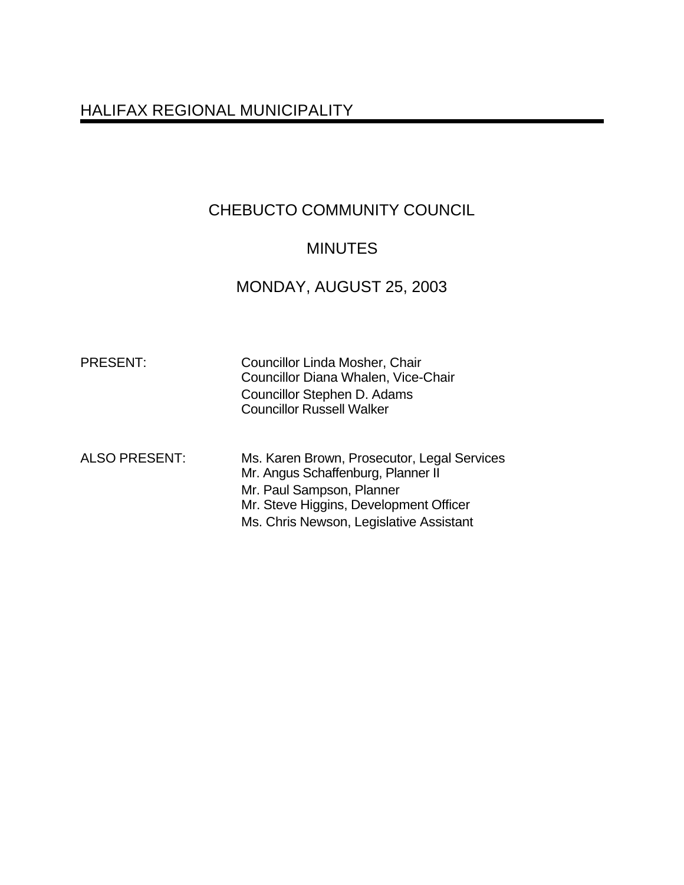# HALIFAX REGIONAL MUNICIPALITY

## CHEBUCTO COMMUNITY COUNCIL

## MINUTES

## MONDAY, AUGUST 25, 2003

PRESENT: Councillor Linda Mosher, Chair
Councillor Diana Whalen, Vice-Chair
Councillor Stephen D. Adams
Councillor Russell Walker

ALSO PRESENT: Ms. Karen Brown, Prosecutor, Legal Services
Mr. Angus Schaffenburg, Planner II
Mr. Paul Sampson, Planner
Mr. Steve Higgins, Development Officer
Ms. Chris Newson, Legislative Assistant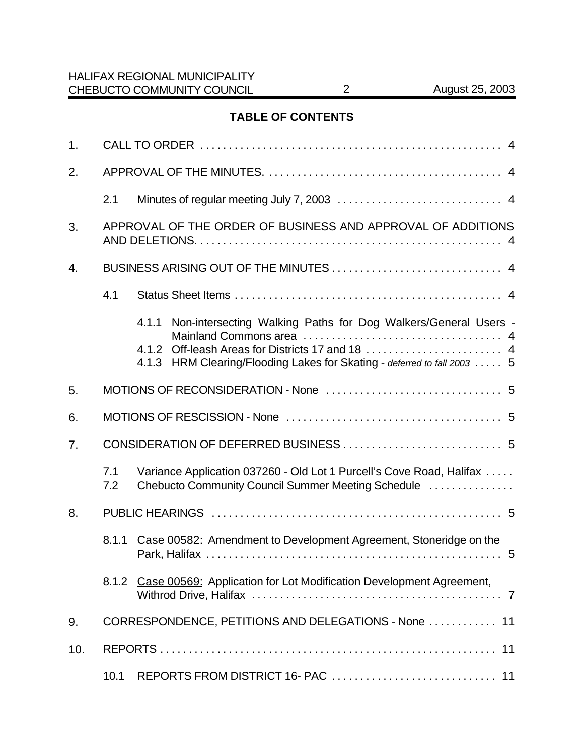**TABLE OF CONTENTS**

1. CALL TO ORDER . . . . . . . . . . . . . . . . . . . . . . . . . . . . . . . . . . . . . . . . . . . . . . . . . . . 4

2. APPROVAL OF THE MINUTES. . . . . . . . . . . . . . . . . . . . . . . . . . . . . . . . . . . . . . . . . 4

   2.1 Minutes of regular meeting July 7, 2003 . . . . . . . . . . . . . . . . . . . . . . . . . . . . 4

3. APPROVAL OF THE ORDER OF BUSINESS AND APPROVAL OF ADDITIONS AND DELETIONS. . . . . . . . . . . . . . . . . . . . . . . . . . . . . . . . . . . . . . . . . . . . . . . . . . . . 4

4. BUSINESS ARISING OUT OF THE MINUTES . . . . . . . . . . . . . . . . . . . . . . . . . . . . . 4

   4.1 Status Sheet Items . . . . . . . . . . . . . . . . . . . . . . . . . . . . . . . . . . . . . . . . . . . . . . . 4

      4.1.1 Non-intersecting Walking Paths for Dog Walkers/General Users - Mainland Commons area . . . . . . . . . . . . . . . . . . . . . . . . . . . . . . . . . . . 4
      4.1.2 Off-leash Areas for Districts 17 and 18 . . . . . . . . . . . . . . . . . . . . . . . . 4
      4.1.3 HRM Clearing/Flooding Lakes for Skating - *deferred to fall 2003* . . . . . 5

5. MOTIONS OF RECONSIDERATION - None . . . . . . . . . . . . . . . . . . . . . . . . . . . . . . . 5

6. MOTIONS OF RESCISSION - None . . . . . . . . . . . . . . . . . . . . . . . . . . . . . . . . . . . . . 5

7. CONSIDERATION OF DEFERRED BUSINESS . . . . . . . . . . . . . . . . . . . . . . . . . . . . 5

   7.1 Variance Application 037260 - Old Lot 1 Purcell's Cove Road, Halifax . . . . .
   7.2 Chebucto Community Council Summer Meeting Schedule . . . . . . . . . . . . . . .

8. PUBLIC HEARINGS . . . . . . . . . . . . . . . . . . . . . . . . . . . . . . . . . . . . . . . . . . . . . . . . . . 5

   8.1.1 Case 00582: Amendment to Development Agreement, Stoneridge on the Park, Halifax . . . . . . . . . . . . . . . . . . . . . . . . . . . . . . . . . . . . . . . . . . . . . . . . . . . . 5

   8.1.2 Case 00569: Application for Lot Modification Development Agreement, Withrod Drive, Halifax . . . . . . . . . . . . . . . . . . . . . . . . . . . . . . . . . . . . . . . . . . . . 7

9. CORRESPONDENCE, PETITIONS AND DELEGATIONS - None . . . . . . . . . . . . 11

10. REPORTS . . . . . . . . . . . . . . . . . . . . . . . . . . . . . . . . . . . . . . . . . . . . . . . . . . . . . . . . . . 11

   10.1 REPORTS FROM DISTRICT 16- PAC . . . . . . . . . . . . . . . . . . . . . . . . . . . . . 11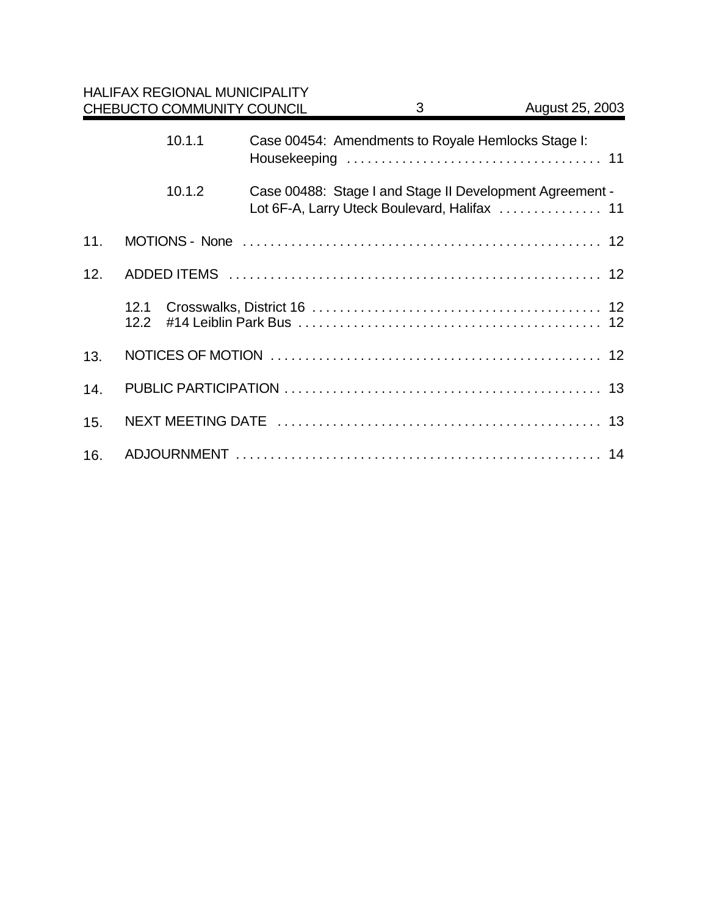10.1.1 Case 00454: Amendments to Royale Hemlocks Stage I: Housekeeping . . . . . . . . . . . . . . . . . . . . . . . . . . . . . . . . . . . . 11

10.1.2 Case 00488: Stage I and Stage II Development Agreement - Lot 6F-A, Larry Uteck Boulevard, Halifax . . . . . . . . . . . . . . . 11

11. MOTIONS - None . . . . . . . . . . . . . . . . . . . . . . . . . . . . . . . . . . . . . . . . . . . . . . . . . . . . 12

12. ADDED ITEMS . . . . . . . . . . . . . . . . . . . . . . . . . . . . . . . . . . . . . . . . . . . . . . . . . . . . . 12

12.1 Crosswalks, District 16 . . . . . . . . . . . . . . . . . . . . . . . . . . . . . . . . . . . . . . . . . . 12
12.2 #14 Leiblin Park Bus . . . . . . . . . . . . . . . . . . . . . . . . . . . . . . . . . . . . . . . . . . . . 12

13. NOTICES OF MOTION . . . . . . . . . . . . . . . . . . . . . . . . . . . . . . . . . . . . . . . . . . . . . . . . 12

14. PUBLIC PARTICIPATION . . . . . . . . . . . . . . . . . . . . . . . . . . . . . . . . . . . . . . . . . . . . . . 13

15. NEXT MEETING DATE . . . . . . . . . . . . . . . . . . . . . . . . . . . . . . . . . . . . . . . . . . . . . . . 13

16. ADJOURNMENT . . . . . . . . . . . . . . . . . . . . . . . . . . . . . . . . . . . . . . . . . . . . . . . . . . . . 14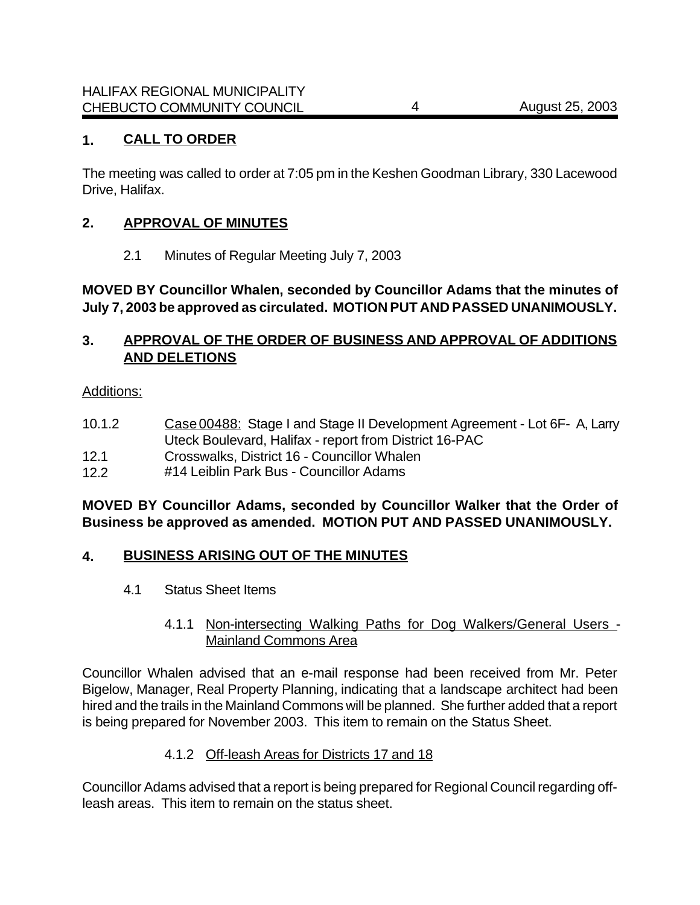## 1. CALL TO ORDER

The meeting was called to order at 7:05 pm in the Keshen Goodman Library, 330 Lacewood Drive, Halifax.

## 2. APPROVAL OF MINUTES

2.1 Minutes of Regular Meeting July 7, 2003

**MOVED BY Councillor Whalen, seconded by Councillor Adams that the minutes of July 7, 2003 be approved as circulated. MOTION PUT AND PASSED UNANIMOUSLY.**

## 3. APPROVAL OF THE ORDER OF BUSINESS AND APPROVAL OF ADDITIONS AND DELETIONS

Additions:

10.1.2 Case 00488: Stage I and Stage II Development Agreement - Lot 6F- A, Larry Uteck Boulevard, Halifax - report from District 16-PAC
12.1 Crosswalks, District 16 - Councillor Whalen
12.2 #14 Leiblin Park Bus - Councillor Adams

**MOVED BY Councillor Adams, seconded by Councillor Walker that the Order of Business be approved as amended. MOTION PUT AND PASSED UNANIMOUSLY.**

## 4. BUSINESS ARISING OUT OF THE MINUTES

4.1 Status Sheet Items

4.1.1 Non-intersecting Walking Paths for Dog Walkers/General Users - Mainland Commons Area

Councillor Whalen advised that an e-mail response had been received from Mr. Peter Bigelow, Manager, Real Property Planning, indicating that a landscape architect had been hired and the trails in the Mainland Commons will be planned. She further added that a report is being prepared for November 2003. This item to remain on the Status Sheet.

4.1.2 Off-leash Areas for Districts 17 and 18

Councillor Adams advised that a report is being prepared for Regional Council regarding off-leash areas. This item to remain on the status sheet.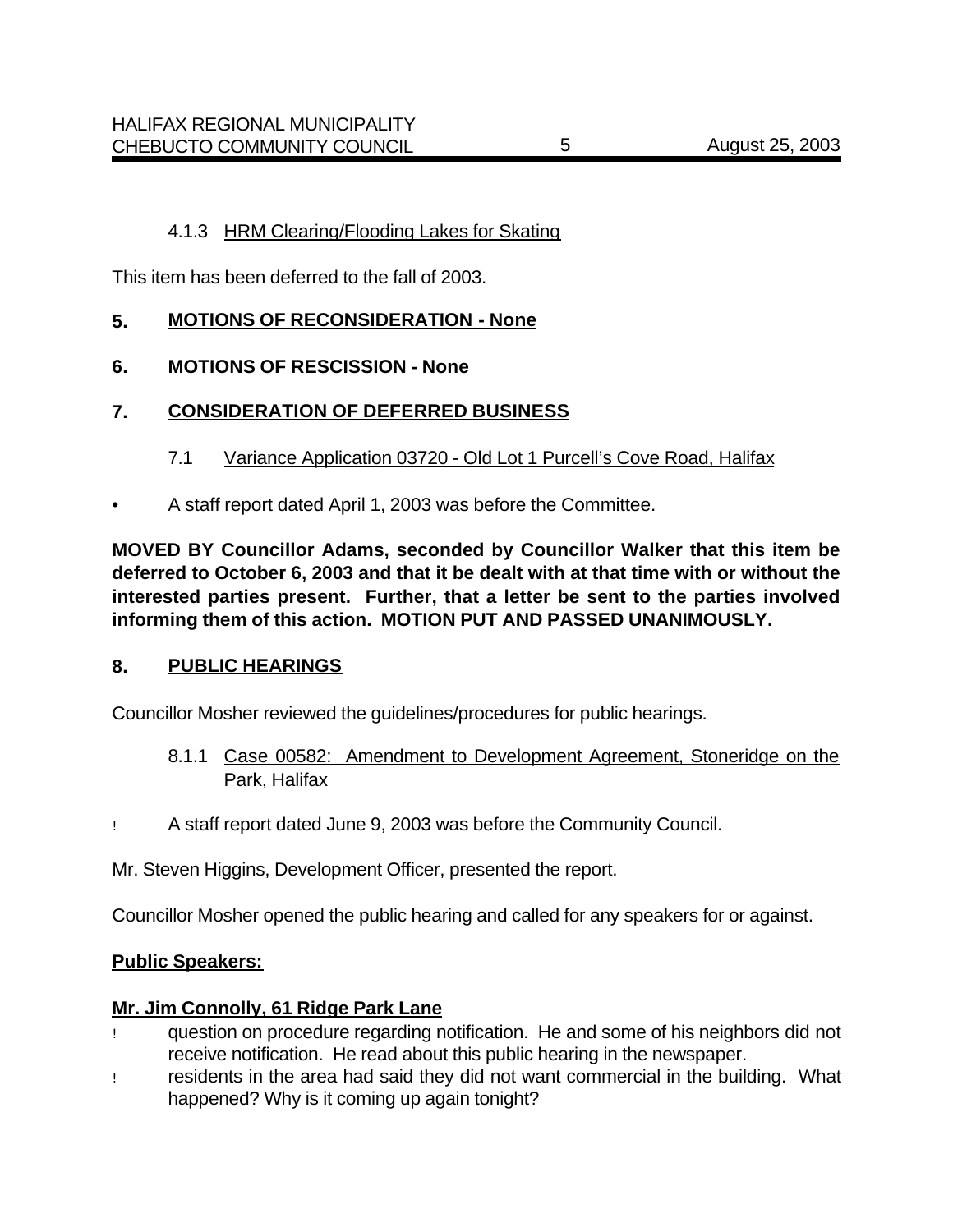4.1.3 HRM Clearing/Flooding Lakes for Skating

This item has been deferred to the fall of 2003.

## 5. MOTIONS OF RECONSIDERATION - None

## 6. MOTIONS OF RESCISSION - None

## 7. CONSIDERATION OF DEFERRED BUSINESS

7.1 Variance Application 03720 - Old Lot 1 Purcell's Cove Road, Halifax

- A staff report dated April 1, 2003 was before the Committee.

**MOVED BY Councillor Adams, seconded by Councillor Walker that this item be deferred to October 6, 2003 and that it be dealt with at that time with or without the interested parties present. Further, that a letter be sent to the parties involved informing them of this action. MOTION PUT AND PASSED UNANIMOUSLY.**

## 8. PUBLIC HEARINGS

Councillor Mosher reviewed the guidelines/procedures for public hearings.

8.1.1 Case 00582: Amendment to Development Agreement, Stoneridge on the Park, Halifax

- A staff report dated June 9, 2003 was before the Community Council.

Mr. Steven Higgins, Development Officer, presented the report.

Councillor Mosher opened the public hearing and called for any speakers for or against.

**Public Speakers:**

**Mr. Jim Connolly, 61 Ridge Park Lane**

- question on procedure regarding notification. He and some of his neighbors did not receive notification. He read about this public hearing in the newspaper.
- residents in the area had said they did not want commercial in the building. What happened? Why is it coming up again tonight?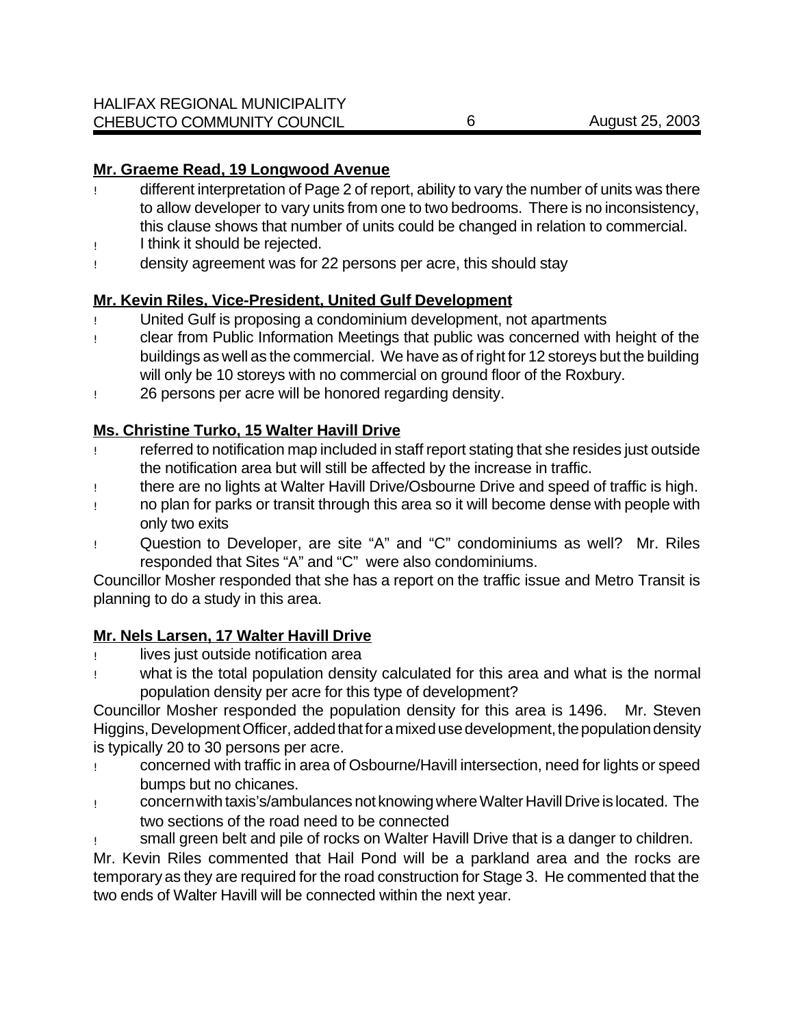**Mr. Graeme Read, 19 Longwood Avenue**

- different interpretation of Page 2 of report, ability to vary the number of units was there to allow developer to vary units from one to two bedrooms. There is no inconsistency, this clause shows that number of units could be changed in relation to commercial.
- I think it should be rejected.
- density agreement was for 22 persons per acre, this should stay

**Mr. Kevin Riles, Vice-President, United Gulf Development**

- United Gulf is proposing a condominium development, not apartments
- clear from Public Information Meetings that public was concerned with height of the buildings as well as the commercial. We have as of right for 12 storeys but the building will only be 10 storeys with no commercial on ground floor of the Roxbury.
- 26 persons per acre will be honored regarding density.

**Ms. Christine Turko, 15 Walter Havill Drive**

- referred to notification map included in staff report stating that she resides just outside the notification area but will still be affected by the increase in traffic.
- there are no lights at Walter Havill Drive/Osbourne Drive and speed of traffic is high.
- no plan for parks or transit through this area so it will become dense with people with only two exits
- Question to Developer, are site "A" and "C" condominiums as well? Mr. Riles responded that Sites "A" and "C" were also condominiums.

Councillor Mosher responded that she has a report on the traffic issue and Metro Transit is planning to do a study in this area.

**Mr. Nels Larsen, 17 Walter Havill Drive**

- lives just outside notification area
- what is the total population density calculated for this area and what is the normal population density per acre for this type of development?

Councillor Mosher responded the population density for this area is 1496. Mr. Steven Higgins, Development Officer, added that for a mixed use development, the population density is typically 20 to 30 persons per acre.

- concerned with traffic in area of Osbourne/Havill intersection, need for lights or speed bumps but no chicanes.
- concern with taxis's/ambulances not knowing where Walter Havill Drive is located. The two sections of the road need to be connected
- small green belt and pile of rocks on Walter Havill Drive that is a danger to children.

Mr. Kevin Riles commented that Hail Pond will be a parkland area and the rocks are temporary as they are required for the road construction for Stage 3. He commented that the two ends of Walter Havill will be connected within the next year.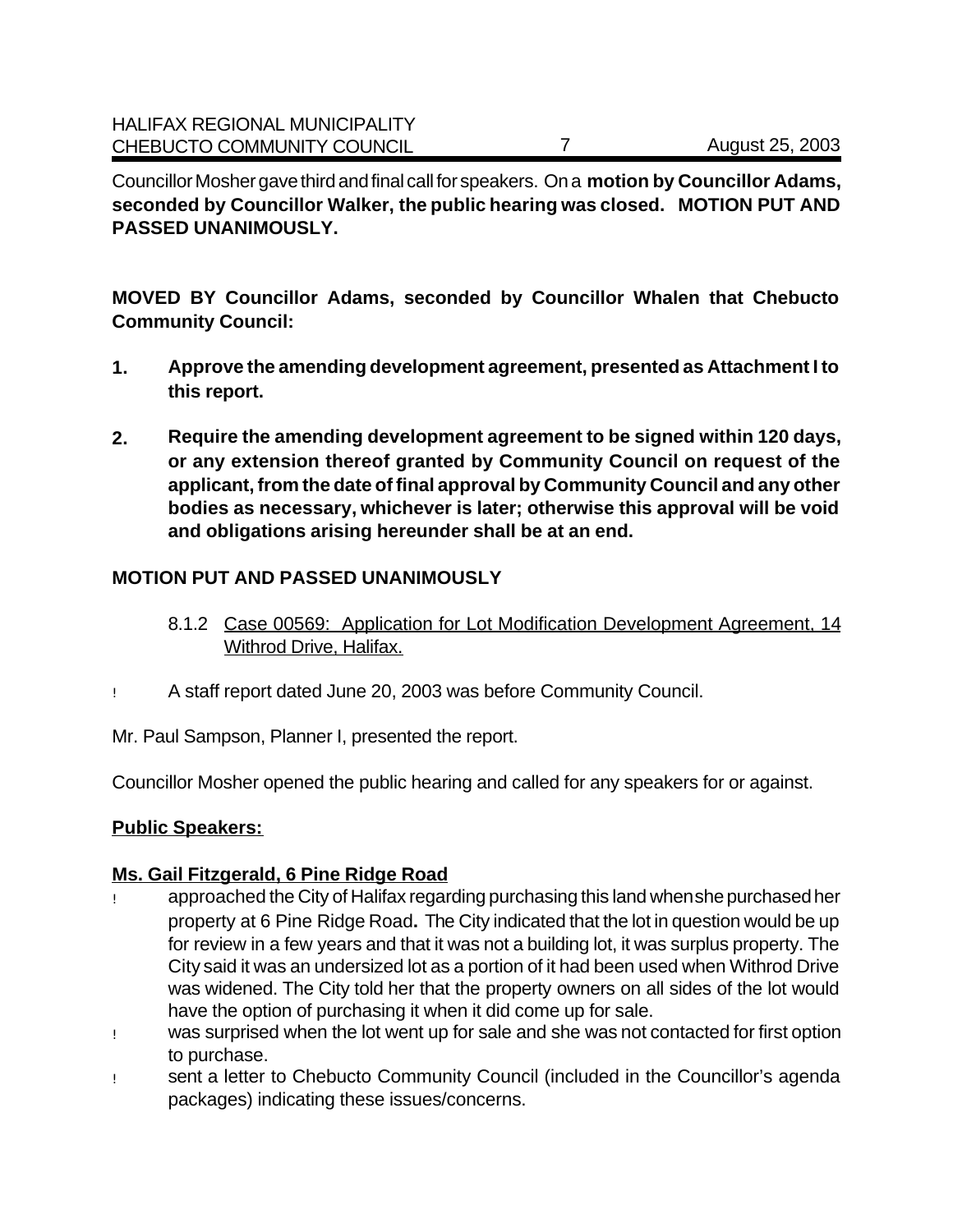Councillor Mosher gave third and final call for speakers. On a **motion by Councillor Adams, seconded by Councillor Walker, the public hearing was closed. MOTION PUT AND PASSED UNANIMOUSLY.**

**MOVED BY Councillor Adams, seconded by Councillor Whalen that Chebucto Community Council:**

1. **Approve the amending development agreement, presented as Attachment I to this report.**
2. **Require the amending development agreement to be signed within 120 days, or any extension thereof granted by Community Council on request of the applicant, from the date of final approval by Community Council and any other bodies as necessary, whichever is later; otherwise this approval will be void and obligations arising hereunder shall be at an end.**

**MOTION PUT AND PASSED UNANIMOUSLY**

8.1.2 Case 00569: Application for Lot Modification Development Agreement, 14 Withrod Drive, Halifax.

- A staff report dated June 20, 2003 was before Community Council.

Mr. Paul Sampson, Planner I, presented the report.

Councillor Mosher opened the public hearing and called for any speakers for or against.

**Public Speakers:**

**Ms. Gail Fitzgerald, 6 Pine Ridge Road**

- approached the City of Halifax regarding purchasing this land when she purchased her property at 6 Pine Ridge Road**.** The City indicated that the lot in question would be up for review in a few years and that it was not a building lot, it was surplus property. The City said it was an undersized lot as a portion of it had been used when Withrod Drive was widened. The City told her that the property owners on all sides of the lot would have the option of purchasing it when it did come up for sale.
- was surprised when the lot went up for sale and she was not contacted for first option to purchase.
- sent a letter to Chebucto Community Council (included in the Councillor's agenda packages) indicating these issues/concerns.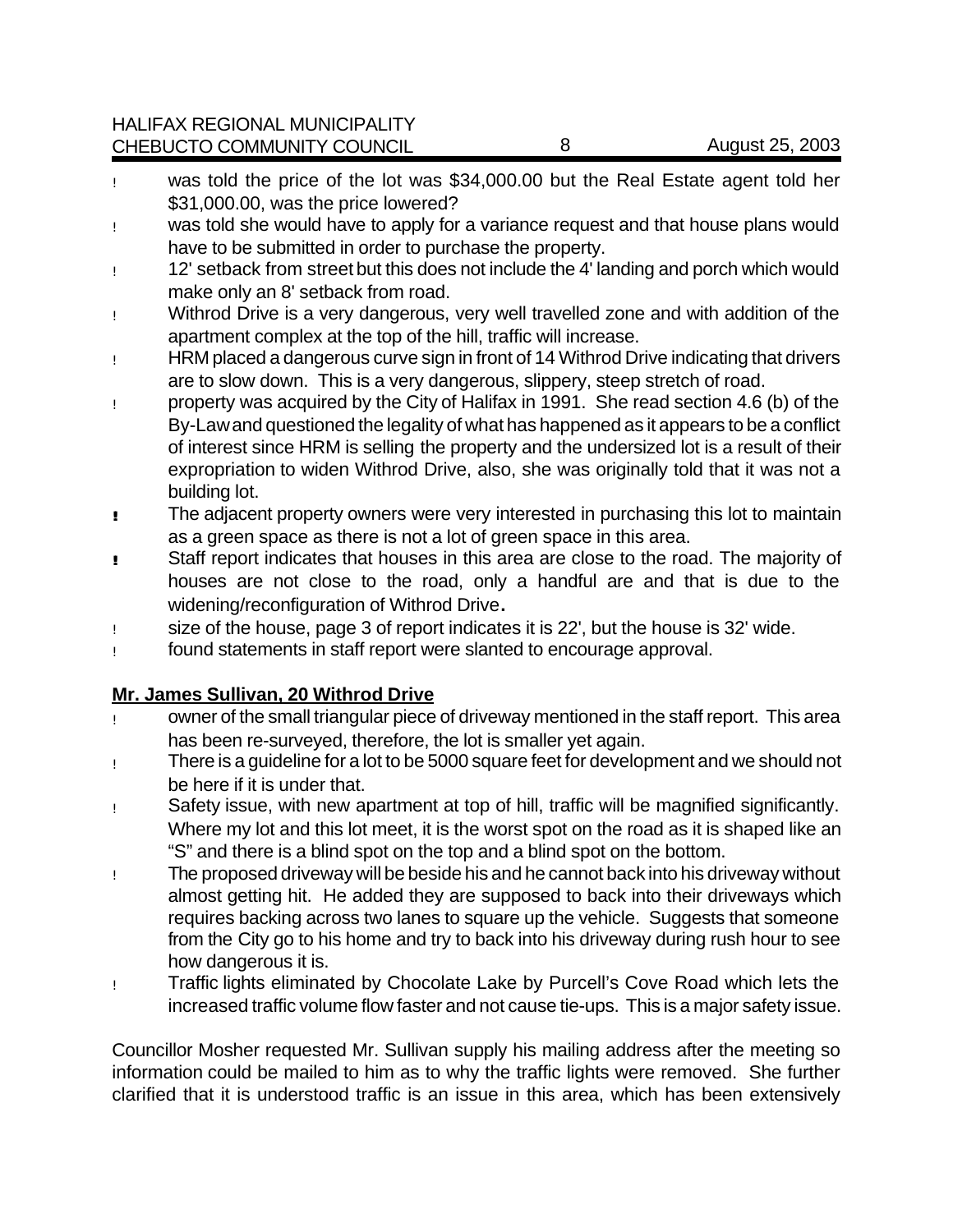- was told the price of the lot was $34,000.00 but the Real Estate agent told her $31,000.00, was the price lowered?
- was told she would have to apply for a variance request and that house plans would have to be submitted in order to purchase the property.
- 12' setback from street but this does not include the 4' landing and porch which would make only an 8' setback from road.
- Withrod Drive is a very dangerous, very well travelled zone and with addition of the apartment complex at the top of the hill, traffic will increase.
- HRM placed a dangerous curve sign in front of 14 Withrod Drive indicating that drivers are to slow down. This is a very dangerous, slippery, steep stretch of road.
- property was acquired by the City of Halifax in 1991. She read section 4.6 (b) of the By-Law and questioned the legality of what has happened as it appears to be a conflict of interest since HRM is selling the property and the undersized lot is a result of their expropriation to widen Withrod Drive, also, she was originally told that it was not a building lot.
- The adjacent property owners were very interested in purchasing this lot to maintain as a green space as there is not a lot of green space in this area.
- Staff report indicates that houses in this area are close to the road. The majority of houses are not close to the road, only a handful are and that is due to the widening/reconfiguration of Withrod Drive.
- size of the house, page 3 of report indicates it is 22', but the house is 32' wide.
- found statements in staff report were slanted to encourage approval.

**Mr. James Sullivan, 20 Withrod Drive**

- owner of the small triangular piece of driveway mentioned in the staff report. This area has been re-surveyed, therefore, the lot is smaller yet again.
- There is a guideline for a lot to be 5000 square feet for development and we should not be here if it is under that.
- Safety issue, with new apartment at top of hill, traffic will be magnified significantly. Where my lot and this lot meet, it is the worst spot on the road as it is shaped like an "S" and there is a blind spot on the top and a blind spot on the bottom.
- The proposed driveway will be beside his and he cannot back into his driveway without almost getting hit. He added they are supposed to back into their driveways which requires backing across two lanes to square up the vehicle. Suggests that someone from the City go to his home and try to back into his driveway during rush hour to see how dangerous it is.
- Traffic lights eliminated by Chocolate Lake by Purcell's Cove Road which lets the increased traffic volume flow faster and not cause tie-ups. This is a major safety issue.

Councillor Mosher requested Mr. Sullivan supply his mailing address after the meeting so information could be mailed to him as to why the traffic lights were removed. She further clarified that it is understood traffic is an issue in this area, which has been extensively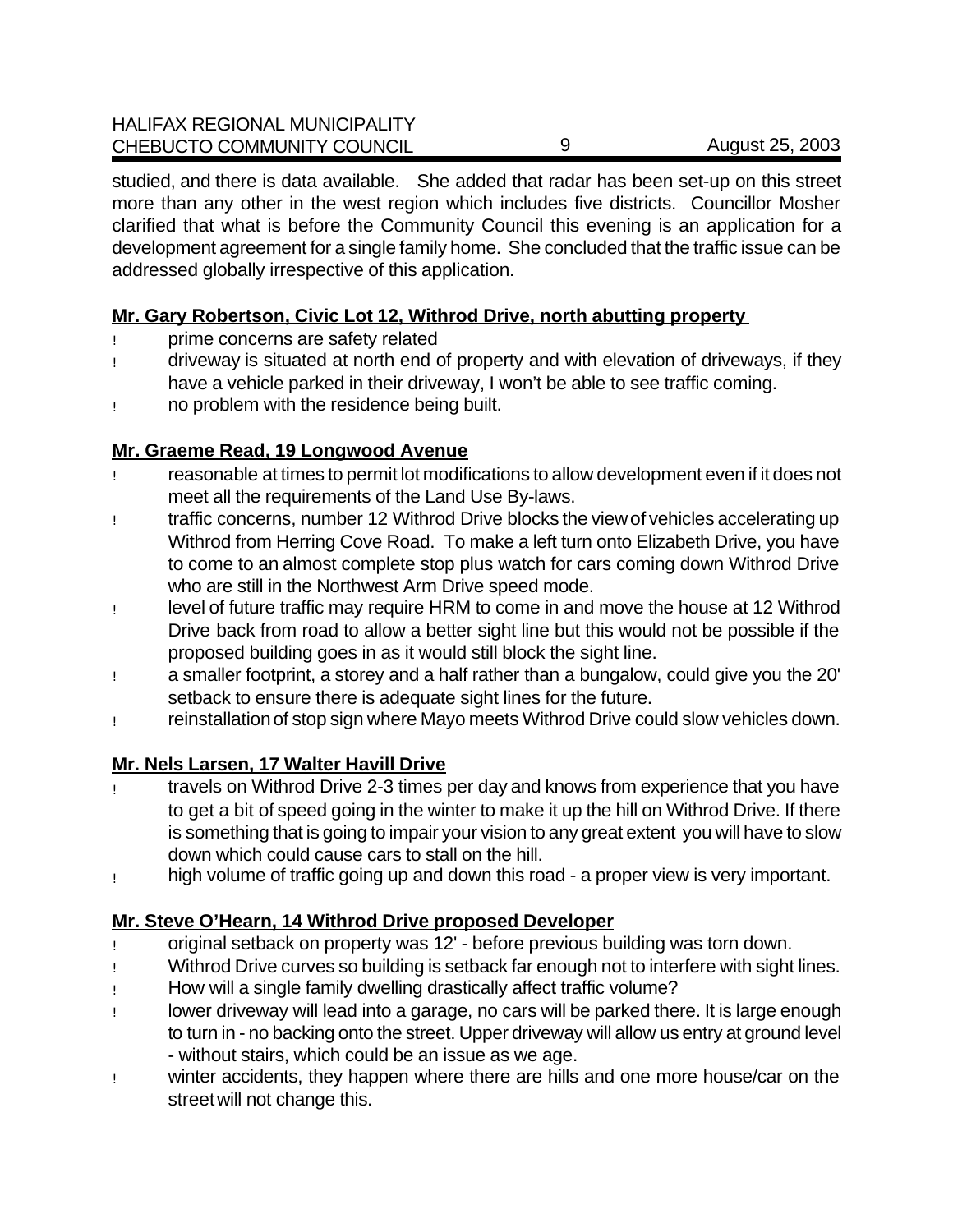studied, and there is data available. She added that radar has been set-up on this street more than any other in the west region which includes five districts. Councillor Mosher clarified that what is before the Community Council this evening is an application for a development agreement for a single family home. She concluded that the traffic issue can be addressed globally irrespective of this application.

**Mr. Gary Robertson, Civic Lot 12, Withrod Drive, north abutting property**

- prime concerns are safety related
- driveway is situated at north end of property and with elevation of driveways, if they have a vehicle parked in their driveway, I won't be able to see traffic coming.
- no problem with the residence being built.

**Mr. Graeme Read, 19 Longwood Avenue**

- reasonable at times to permit lot modifications to allow development even if it does not meet all the requirements of the Land Use By-laws.
- traffic concerns, number 12 Withrod Drive blocks the view of vehicles accelerating up Withrod from Herring Cove Road. To make a left turn onto Elizabeth Drive, you have to come to an almost complete stop plus watch for cars coming down Withrod Drive who are still in the Northwest Arm Drive speed mode.
- level of future traffic may require HRM to come in and move the house at 12 Withrod Drive back from road to allow a better sight line but this would not be possible if the proposed building goes in as it would still block the sight line.
- a smaller footprint, a storey and a half rather than a bungalow, could give you the 20' setback to ensure there is adequate sight lines for the future.
- reinstallation of stop sign where Mayo meets Withrod Drive could slow vehicles down.

**Mr. Nels Larsen, 17 Walter Havill Drive**

- travels on Withrod Drive 2-3 times per day and knows from experience that you have to get a bit of speed going in the winter to make it up the hill on Withrod Drive. If there is something that is going to impair your vision to any great extent you will have to slow down which could cause cars to stall on the hill.
- high volume of traffic going up and down this road - a proper view is very important.

**Mr. Steve O'Hearn, 14 Withrod Drive proposed Developer**

- original setback on property was 12' - before previous building was torn down.
- Withrod Drive curves so building is setback far enough not to interfere with sight lines.
- How will a single family dwelling drastically affect traffic volume?
- lower driveway will lead into a garage, no cars will be parked there. It is large enough to turn in - no backing onto the street. Upper driveway will allow us entry at ground level - without stairs, which could be an issue as we age.
- winter accidents, they happen where there are hills and one more house/car on the street will not change this.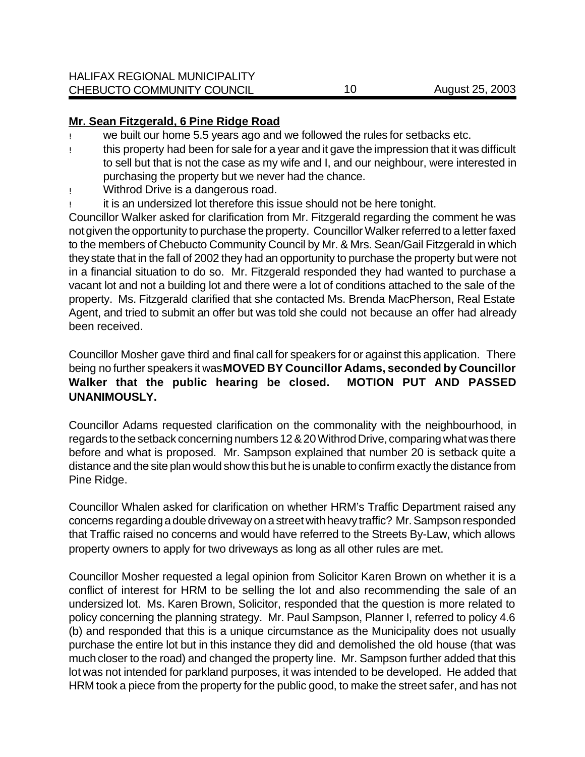**Mr. Sean Fitzgerald, 6 Pine Ridge Road**

- we built our home 5.5 years ago and we followed the rules for setbacks etc.
- this property had been for sale for a year and it gave the impression that it was difficult to sell but that is not the case as my wife and I, and our neighbour, were interested in purchasing the property but we never had the chance.
- Withrod Drive is a dangerous road.
- it is an undersized lot therefore this issue should not be here tonight.

Councillor Walker asked for clarification from Mr. Fitzgerald regarding the comment he was not given the opportunity to purchase the property. Councillor Walker referred to a letter faxed to the members of Chebucto Community Council by Mr. & Mrs. Sean/Gail Fitzgerald in which they state that in the fall of 2002 they had an opportunity to purchase the property but were not in a financial situation to do so. Mr. Fitzgerald responded they had wanted to purchase a vacant lot and not a building lot and there were a lot of conditions attached to the sale of the property. Ms. Fitzgerald clarified that she contacted Ms. Brenda MacPherson, Real Estate Agent, and tried to submit an offer but was told she could not because an offer had already been received.

Councillor Mosher gave third and final call for speakers for or against this application. There being no further speakers it was **MOVED BY Councillor Adams, seconded by Councillor Walker that the public hearing be closed. MOTION PUT AND PASSED UNANIMOUSLY.**

Councillor Adams requested clarification on the commonality with the neighbourhood, in regards to the setback concerning numbers 12 & 20 Withrod Drive, comparing what was there before and what is proposed. Mr. Sampson explained that number 20 is setback quite a distance and the site plan would show this but he is unable to confirm exactly the distance from Pine Ridge.

Councillor Whalen asked for clarification on whether HRM's Traffic Department raised any concerns regarding a double driveway on a street with heavy traffic? Mr. Sampson responded that Traffic raised no concerns and would have referred to the Streets By-Law, which allows property owners to apply for two driveways as long as all other rules are met.

Councillor Mosher requested a legal opinion from Solicitor Karen Brown on whether it is a conflict of interest for HRM to be selling the lot and also recommending the sale of an undersized lot. Ms. Karen Brown, Solicitor, responded that the question is more related to policy concerning the planning strategy. Mr. Paul Sampson, Planner I, referred to policy 4.6 (b) and responded that this is a unique circumstance as the Municipality does not usually purchase the entire lot but in this instance they did and demolished the old house (that was much closer to the road) and changed the property line. Mr. Sampson further added that this lot was not intended for parkland purposes, it was intended to be developed. He added that HRM took a piece from the property for the public good, to make the street safer, and has not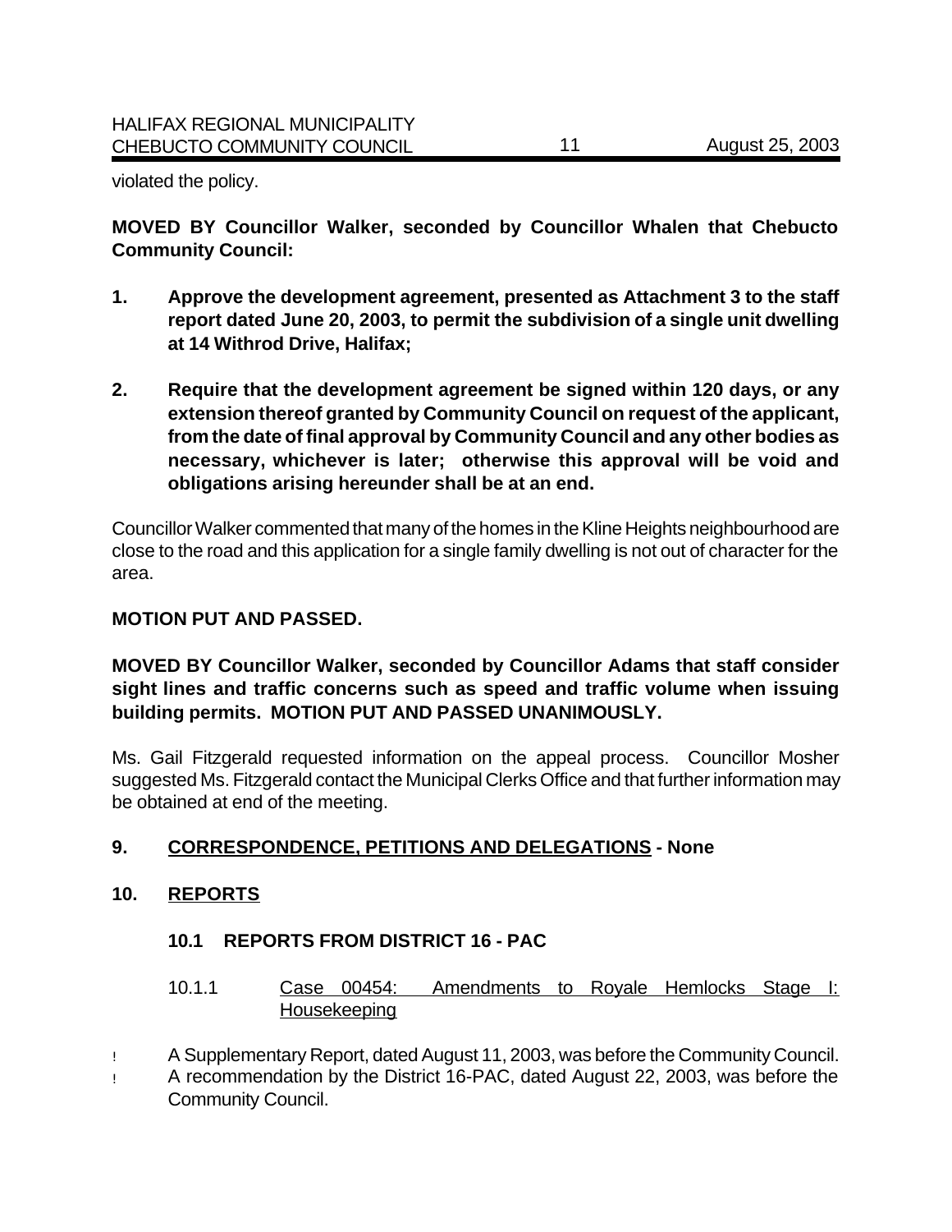violated the policy.

**MOVED BY Councillor Walker, seconded by Councillor Whalen that Chebucto Community Council:**

1. **Approve the development agreement, presented as Attachment 3 to the staff report dated June 20, 2003, to permit the subdivision of a single unit dwelling at 14 Withrod Drive, Halifax;**

2. **Require that the development agreement be signed within 120 days, or any extension thereof granted by Community Council on request of the applicant, from the date of final approval by Community Council and any other bodies as necessary, whichever is later; otherwise this approval will be void and obligations arising hereunder shall be at an end.**

Councillor Walker commented that many of the homes in the Kline Heights neighbourhood are close to the road and this application for a single family dwelling is not out of character for the area.

**MOTION PUT AND PASSED.**

**MOVED BY Councillor Walker, seconded by Councillor Adams that staff consider sight lines and traffic concerns such as speed and traffic volume when issuing building permits. MOTION PUT AND PASSED UNANIMOUSLY.**

Ms. Gail Fitzgerald requested information on the appeal process. Councillor Mosher suggested Ms. Fitzgerald contact the Municipal Clerks Office and that further information may be obtained at end of the meeting.

## 9. CORRESPONDENCE, PETITIONS AND DELEGATIONS - None

## 10. REPORTS

### 10.1 REPORTS FROM DISTRICT 16 - PAC

10.1.1 Case 00454: Amendments to Royale Hemlocks Stage I: Housekeeping

- A Supplementary Report, dated August 11, 2003, was before the Community Council.
- A recommendation by the District 16-PAC, dated August 22, 2003, was before the Community Council.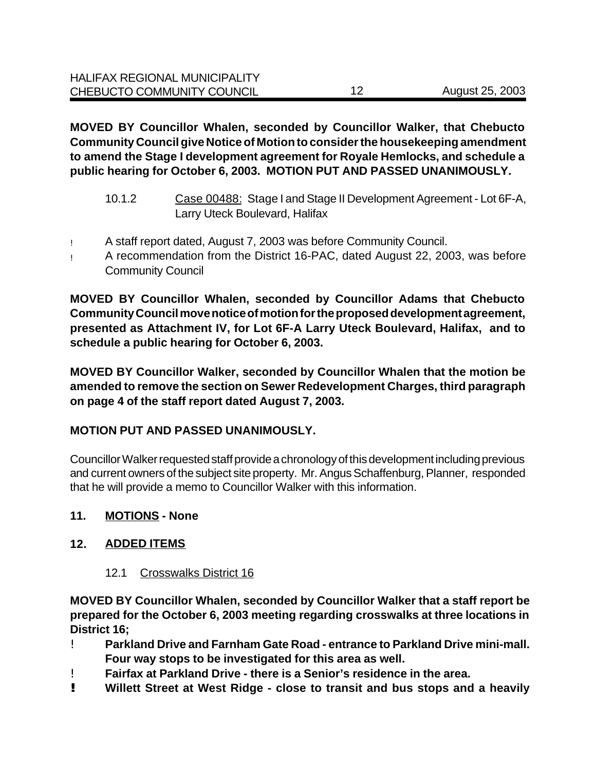**MOVED BY Councillor Whalen, seconded by Councillor Walker, that Chebucto Community Council give Notice of Motion to consider the housekeeping amendment to amend the Stage I development agreement for Royale Hemlocks, and schedule a public hearing for October 6, 2003. MOTION PUT AND PASSED UNANIMOUSLY.**

10.1.2 Case 00488: Stage I and Stage II Development Agreement - Lot 6F-A, Larry Uteck Boulevard, Halifax

- A staff report dated, August 7, 2003 was before Community Council.
- A recommendation from the District 16-PAC, dated August 22, 2003, was before Community Council

**MOVED BY Councillor Whalen, seconded by Councillor Adams that Chebucto Community Council move notice of motion for the proposed development agreement, presented as Attachment IV, for Lot 6F-A Larry Uteck Boulevard, Halifax, and to schedule a public hearing for October 6, 2003.**

**MOVED BY Councillor Walker, seconded by Councillor Whalen that the motion be amended to remove the section on Sewer Redevelopment Charges, third paragraph on page 4 of the staff report dated August 7, 2003.**

**MOTION PUT AND PASSED UNANIMOUSLY.**

Councillor Walker requested staff provide a chronology of this development including previous and current owners of the subject site property. Mr. Angus Schaffenburg, Planner, responded that he will provide a memo to Councillor Walker with this information.

## 11. MOTIONS - None

## 12. ADDED ITEMS

12.1 Crosswalks District 16

**MOVED BY Councillor Whalen, seconded by Councillor Walker that a staff report be prepared for the October 6, 2003 meeting regarding crosswalks at three locations in District 16;**

- **Parkland Drive and Farnham Gate Road - entrance to Parkland Drive mini-mall. Four way stops to be investigated for this area as well.**
- **Fairfax at Parkland Drive - there is a Senior's residence in the area.**
- **Willett Street at West Ridge - close to transit and bus stops and a heavily**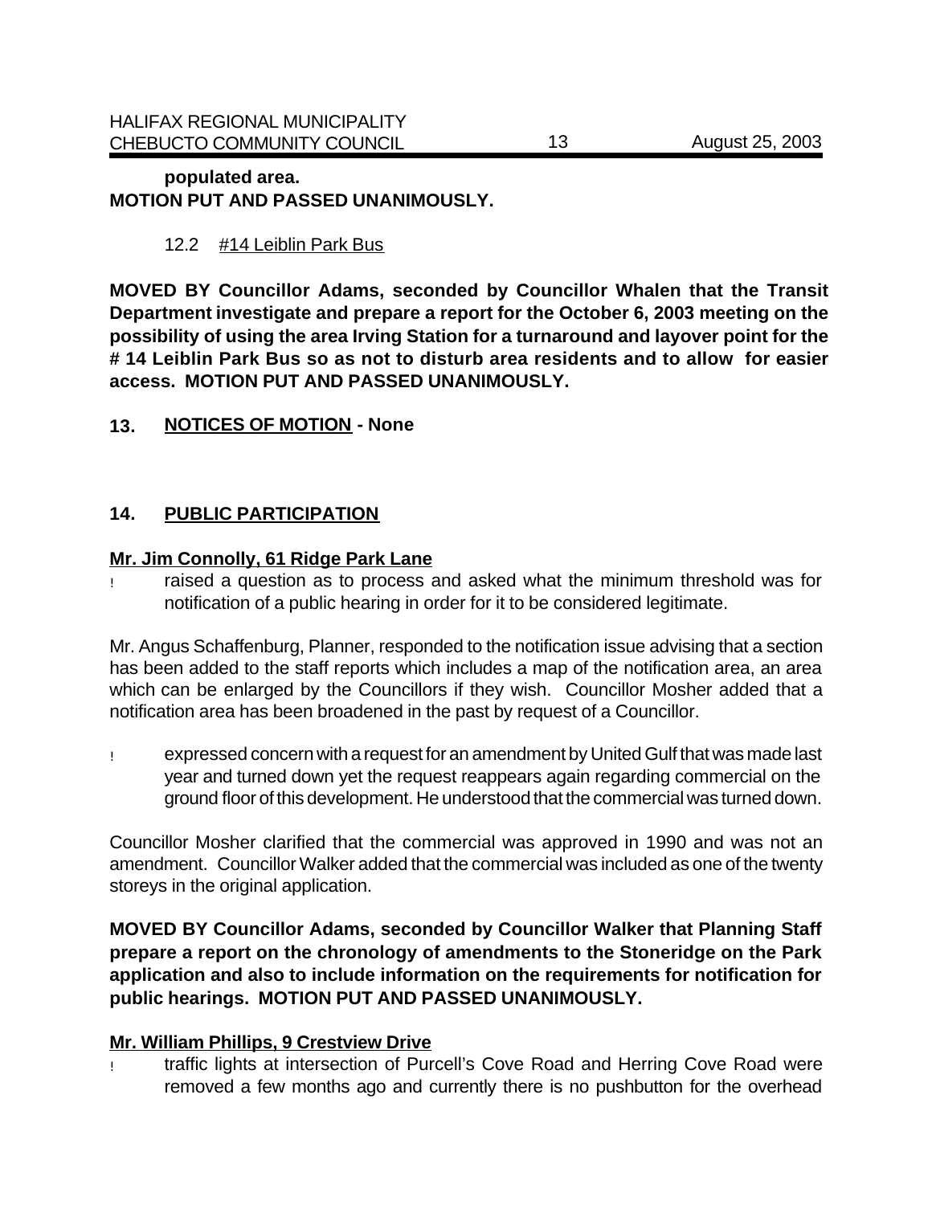**populated area.**
**MOTION PUT AND PASSED UNANIMOUSLY.**

12.2 <u>#14 Leiblin Park Bus</u>

**MOVED BY Councillor Adams, seconded by Councillor Whalen that the Transit Department investigate and prepare a report for the October 6, 2003 meeting on the possibility of using the area Irving Station for a turnaround and layover point for the # 14 Leiblin Park Bus so as not to disturb area residents and to allow for easier access. MOTION PUT AND PASSED UNANIMOUSLY.**

## 13. NOTICES OF MOTION - None

## 14. PUBLIC PARTICIPATION

**Mr. Jim Connolly, 61 Ridge Park Lane**

- raised a question as to process and asked what the minimum threshold was for notification of a public hearing in order for it to be considered legitimate.

Mr. Angus Schaffenburg, Planner, responded to the notification issue advising that a section has been added to the staff reports which includes a map of the notification area, an area which can be enlarged by the Councillors if they wish. Councillor Mosher added that a notification area has been broadened in the past by request of a Councillor.

- expressed concern with a request for an amendment by United Gulf that was made last year and turned down yet the request reappears again regarding commercial on the ground floor of this development. He understood that the commercial was turned down.

Councillor Mosher clarified that the commercial was approved in 1990 and was not an amendment. Councillor Walker added that the commercial was included as one of the twenty storeys in the original application.

**MOVED BY Councillor Adams, seconded by Councillor Walker that Planning Staff prepare a report on the chronology of amendments to the Stoneridge on the Park application and also to include information on the requirements for notification for public hearings. MOTION PUT AND PASSED UNANIMOUSLY.**

**Mr. William Phillips, 9 Crestview Drive**

- traffic lights at intersection of Purcell's Cove Road and Herring Cove Road were removed a few months ago and currently there is no pushbutton for the overhead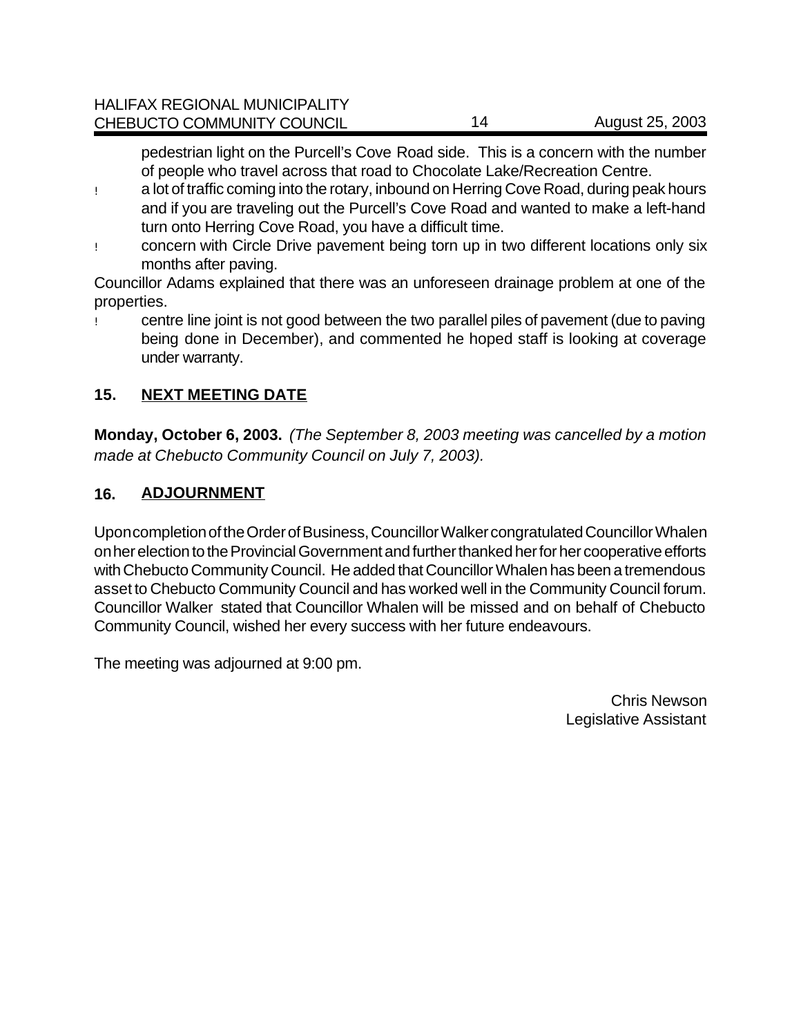pedestrian light on the Purcell's Cove Road side. This is a concern with the number of people who travel across that road to Chocolate Lake/Recreation Centre.

- a lot of traffic coming into the rotary, inbound on Herring Cove Road, during peak hours and if you are traveling out the Purcell's Cove Road and wanted to make a left-hand turn onto Herring Cove Road, you have a difficult time.
- concern with Circle Drive pavement being torn up in two different locations only six months after paving.

Councillor Adams explained that there was an unforeseen drainage problem at one of the properties.

- centre line joint is not good between the two parallel piles of pavement (due to paving being done in December), and commented he hoped staff is looking at coverage under warranty.

## 15. NEXT MEETING DATE

**Monday, October 6, 2003.** *(The September 8, 2003 meeting was cancelled by a motion made at Chebucto Community Council on July 7, 2003).*

## 16. ADJOURNMENT

Upon completion of the Order of Business, Councillor Walker congratulated Councillor Whalen on her election to the Provincial Government and further thanked her for her cooperative efforts with Chebucto Community Council. He added that Councillor Whalen has been a tremendous asset to Chebucto Community Council and has worked well in the Community Council forum. Councillor Walker stated that Councillor Whalen will be missed and on behalf of Chebucto Community Council, wished her every success with her future endeavours.

The meeting was adjourned at 9:00 pm.

Chris Newson
Legislative Assistant